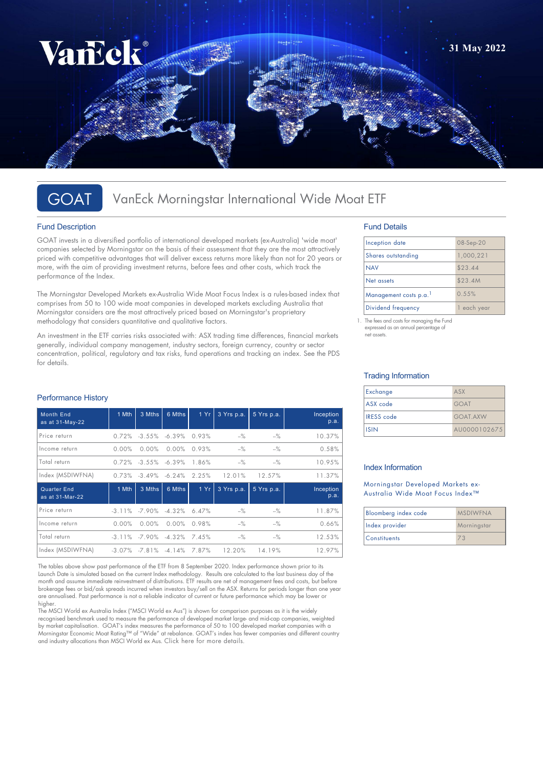VanEck

31 May 2022

# GOAT VanEck Morningstar International Wide Moat ETF

## Fund Description

GOAT invests in a diversified portfolio of international developed markets (ex-Australia) 'wide moat' companies selected by Morningstar on the basis of their assessment that they are the most attractively priced with competitive advantages that will deliver excess returns more likely than not for 20 years or more, with the aim of providing investment returns, before fees and other costs, which track the performance of the Index.

The Morningstar Developed Markets ex-Australia Wide Moat Focus Index is a rules-based index that comprises from 50 to 100 wide moat companies in developed markets excluding Australia that Morningstar considers are the most attractively priced based on Morningstar's proprietary methodology that considers quantitative and qualitative factors.

An investment in the ETF carries risks associated with: ASX trading time differences, financial markets generally, individual company management, industry sectors, foreign currency, country or sector concentration, political, regulatory and tax risks, fund operations and tracking an index. See the PDS for details.

## Fund Details

| | |
|---|---|
| Inception date | 08-Sep-20 |
| Shares outstanding | 1,000,221 |
| NAV | $23.44 |
| Net assets | $23.4M |
| Management costs p.a.[1] | 0.55% |
| Dividend frequency | 1 each year |

1. The fees and costs for managing the Fund expressed as an annual percentage of net assets.

## Performance History

| Month End as at 31-May-22 | 1 Mth | 3 Mths | 6 Mths | 1 Yr | 3 Yrs p.a. | 5 Yrs p.a. | Inception p.a. |
|---|---|---|---|---|---|---|---|
| Price return | 0.72% | -3.55% | -6.39% | 0.93% | -% | -% | 10.37% |
| Income return | 0.00% | 0.00% | 0.00% | 0.93% | -% | -% | 0.58% |
| Total return | 0.72% | -3.55% | -6.39% | 1.86% | -% | -% | 10.95% |
| Index (MSDIWFNA) | 0.73% | -3.49% | -6.24% | 2.25% | 12.01% | 12.57% | 11.37% |
| **Quarter End as at 31-Mar-22** | **1 Mth** | **3 Mths** | **6 Mths** | **1 Yr** | **3 Yrs p.a.** | **5 Yrs p.a.** | **Inception p.a.** |
| Price return | -3.11% | -7.90% | -4.32% | 6.47% | -% | -% | 11.87% |
| Income return | 0.00% | 0.00% | 0.00% | 0.98% | -% | -% | 0.66% |
| Total return | -3.11% | -7.90% | -4.32% | 7.45% | -% | -% | 12.53% |
| Index (MSDIWFNA) | -3.07% | -7.81% | -4.14% | 7.87% | 12.20% | 14.19% | 12.97% |

The tables above show past performance of the ETF from 8 September 2020. Index performance shown prior to its Launch Date is simulated based on the current Index methodology. Results are calculated to the last business day of the month and assume immediate reinvestment of distributions. ETF results are net of management fees and costs, but before brokerage fees or bid/ask spreads incurred when investors buy/sell on the ASX. Returns for periods longer than one year are annualised. Past performance is not a reliable indicator of current or future performance which may be lower or higher.

The MSCI World ex Australia Index ("MSCI World ex Aus") is shown for comparison purposes as it is the widely recognised benchmark used to measure the performance of developed market large- and mid-cap companies, weighted by market capitalisation. GOAT's index measures the performance of 50 to 100 developed market companies with a Morningstar Economic Moat Rating™ of "Wide" at rebalance. GOAT's index has fewer companies and different country and industry allocations than MSCI World ex Aus. Click here for more details.

## Trading Information

| | |
|---|---|
| Exchange | ASX |
| ASX code | GOAT |
| IRESS code | GOAT.AXW |
| ISIN | AU0000102675 |

## Index Information

Morningstar Developed Markets ex-Australia Wide Moat Focus Index™

| | |
|---|---|
| Bloomberg index code | MSDIWFNA |
| Index provider | Morningstar |
| Constituents | 73 |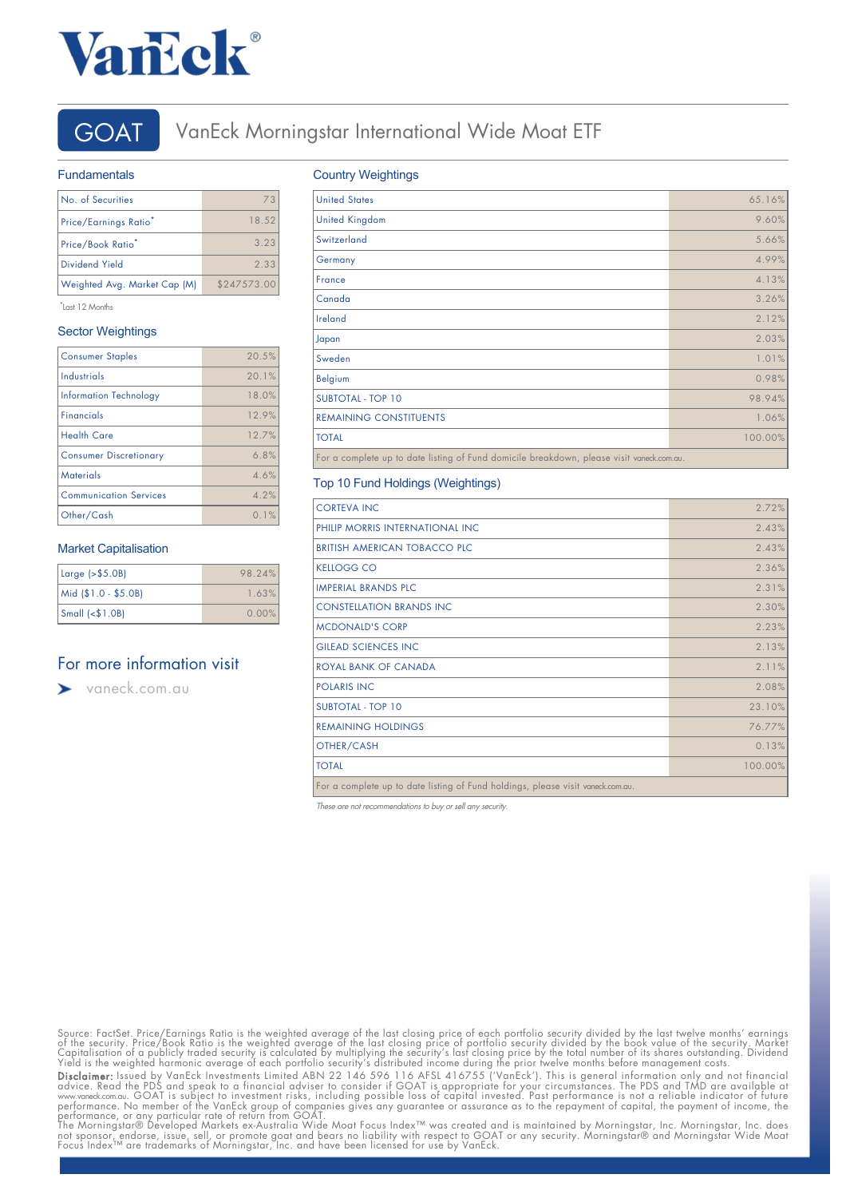# VanEck

## GOAT VanEck Morningstar International Wide Moat ETF

### Fundamentals

| | |
|---|---|
| No. of Securities | 73 |
| Price/Earnings Ratio* | 18.52 |
| Price/Book Ratio* | 3.23 |
| Dividend Yield | 2.33 |
| Weighted Avg. Market Cap (M) | $247573.00 |

*Last 12 Months

### Sector Weightings

| | |
|---|---|
| Consumer Staples | 20.5% |
| Industrials | 20.1% |
| Information Technology | 18.0% |
| Financials | 12.9% |
| Health Care | 12.7% |
| Consumer Discretionary | 6.8% |
| Materials | 4.6% |
| Communication Services | 4.2% |
| Other/Cash | 0.1% |

### Market Capitalisation

| | |
|---|---|
| Large (>$5.0B) | 98.24% |
| Mid ($1.0 - $5.0B) | 1.63% |
| Small (<$1.0B) | 0.00% |

### For more information visit

vaneck.com.au

### Country Weightings

| | |
|---|---|
| United States | 65.16% |
| United Kingdom | 9.60% |
| Switzerland | 5.66% |
| Germany | 4.99% |
| France | 4.13% |
| Canada | 3.26% |
| Ireland | 2.12% |
| Japan | 2.03% |
| Sweden | 1.01% |
| Belgium | 0.98% |
| SUBTOTAL - TOP 10 | 98.94% |
| REMAINING CONSTITUENTS | 1.06% |
| TOTAL | 100.00% |

For a complete up to date listing of Fund domicile breakdown, please visit vaneck.com.au.

### Top 10 Fund Holdings (Weightings)

| | |
|---|---|
| CORTEVA INC | 2.72% |
| PHILIP MORRIS INTERNATIONAL INC | 2.43% |
| BRITISH AMERICAN TOBACCO PLC | 2.43% |
| KELLOGG CO | 2.36% |
| IMPERIAL BRANDS PLC | 2.31% |
| CONSTELLATION BRANDS INC | 2.30% |
| MCDONALD'S CORP | 2.23% |
| GILEAD SCIENCES INC | 2.13% |
| ROYAL BANK OF CANADA | 2.11% |
| POLARIS INC | 2.08% |
| SUBTOTAL - TOP 10 | 23.10% |
| REMAINING HOLDINGS | 76.77% |
| OTHER/CASH | 0.13% |
| TOTAL | 100.00% |

For a complete up to date listing of Fund holdings, please visit vaneck.com.au.

*These are not recommendations to buy or sell any security.*

Source: FactSet. Price/Earnings Ratio is the weighted average of the last closing price of each portfolio security divided by the last twelve months' earnings of the security. Price/Book Ratio is the weighted average of the last closing price of portfolio security divided by the book value of the security. Market Capitalisation of a publicly traded security is calculated by multiplying the security's last closing price by the total number of its shares outstanding. Dividend Yield is the weighted harmonic average of each portfolio security's distributed income during the prior twelve months before management costs.

**Disclaimer:** Issued by VanEck Investments Limited ABN 22 146 596 116 AFSL 416755 ('VanEck'). This is general information only and not financial advice. Read the PDS and speak to a financial adviser to consider if GOAT is appropriate for your circumstances. The PDS and TMD are available at www.vaneck.com.au. GOAT is subject to investment risks, including possible loss of capital invested. Past performance is not a reliable indicator of future performance. No member of the VanEck group of companies gives any guarantee or assurance as to the repayment of capital, the payment of income, the performance, or any particular rate of return from GOAT.

The Morningstar® Developed Markets ex-Australia Wide Moat Focus Index™ was created and is maintained by Morningstar, Inc. Morningstar, Inc. does not sponsor, endorse, issue, sell, or promote goat and bears no liability with respect to GOAT or any security. Morningstar® and Morningstar Wide Moat Focus Index™ are trademarks of Morningstar, Inc. and have been licensed for use by VanEck.